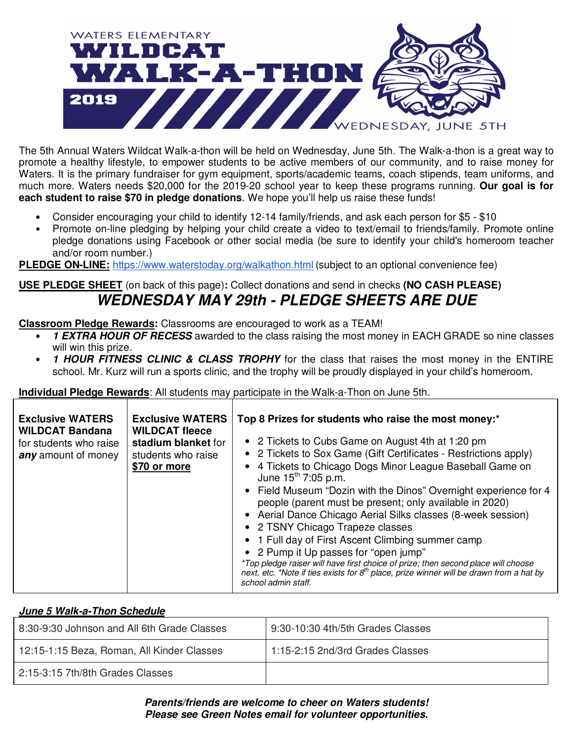WATERS ELEMENTARY

# WILDCAT WALK-A-THON

2019

WEDNESDAY, JUNE 5TH

The 5th Annual Waters Wildcat Walk-a-thon will be held on Wednesday, June 5th. The Walk-a-thon is a great way to promote a healthy lifestyle, to empower students to be active members of our community, and to raise money for Waters. It is the primary fundraiser for gym equipment, sports/academic teams, coach stipends, team uniforms, and much more. Waters needs $20,000 for the 2019-20 school year to keep these programs running. **Our goal is for each student to raise $70 in pledge donations**. We hope you'll help us raise these funds!

- Consider encouraging your child to identify 12-14 family/friends, and ask each person for $5 - $10
- Promote on-line pledging by helping your child create a video to text/email to friends/family. Promote online pledge donations using Facebook or other social media (be sure to identify your child's homeroom teacher and/or room number.)

**PLEDGE ON-LINE:** https://www.waterstoday.org/walkathon.html (subject to an optional convenience fee)

**USE PLEDGE SHEET** (on back of this page)**:** Collect donations and send in checks **(NO CASH PLEASE)**

## *WEDNESDAY MAY 29th - PLEDGE SHEETS ARE DUE*

**Classroom Pledge Rewards:** Classrooms are encouraged to work as a TEAM!

- ***1 EXTRA HOUR OF RECESS*** awarded to the class raising the most money in EACH GRADE so nine classes will win this prize.
- ***1 HOUR FITNESS CLINIC & CLASS TROPHY*** for the class that raises the most money in the ENTIRE school. Mr. Kurz will run a sports clinic, and the trophy will be proudly displayed in your child's homeroom.

**Individual Pledge Rewards**: All students may participate in the Walk-a-Thon on June 5th.

| **Exclusive WATERS WILDCAT Bandana** for students who raise ***any*** amount of money | **Exclusive WATERS WILDCAT fleece stadium blanket** for students who raise **$70 or more** | **Top 8 Prizes for students who raise the most money:*** <br>• 2 Tickets to Cubs Game on August 4th at 1:20 pm <br>• 2 Tickets to Sox Game (Gift Certificates - Restrictions apply) <br>• 4 Tickets to Chicago Dogs Minor League Baseball Game on June 15th 7:05 p.m. <br>• Field Museum "Dozin with the Dinos" Overnight experience for 4 people (parent must be present; only available in 2020) <br>• Aerial Dance Chicago Aerial Silks classes (8-week session) <br>• 2 TSNY Chicago Trapeze classes <br>• 1 Full day of First Ascent Climbing summer camp <br>• 2 Pump it Up passes for "open jump" <br>*\*Top pledge raiser will have first choice of prize; then second place will choose next, etc. \*Note if ties exists for 8th place, prize winner will be drawn from a hat by school admin staff.* |
|---|---|---|

***June 5 Walk-a-Thon Schedule***

| 8:30-9:30 Johnson and All 6th Grade Classes | 9:30-10:30 4th/5th Grades Classes |
|---|---|
| 12:15-1:15 Beza, Roman, All Kinder Classes | 1:15-2:15 2nd/3rd Grades Classes |
| 2:15-3:15 7th/8th Grades Classes | |

***Parents/friends are welcome to cheer on Waters students!***
***Please see Green Notes email for volunteer opportunities.***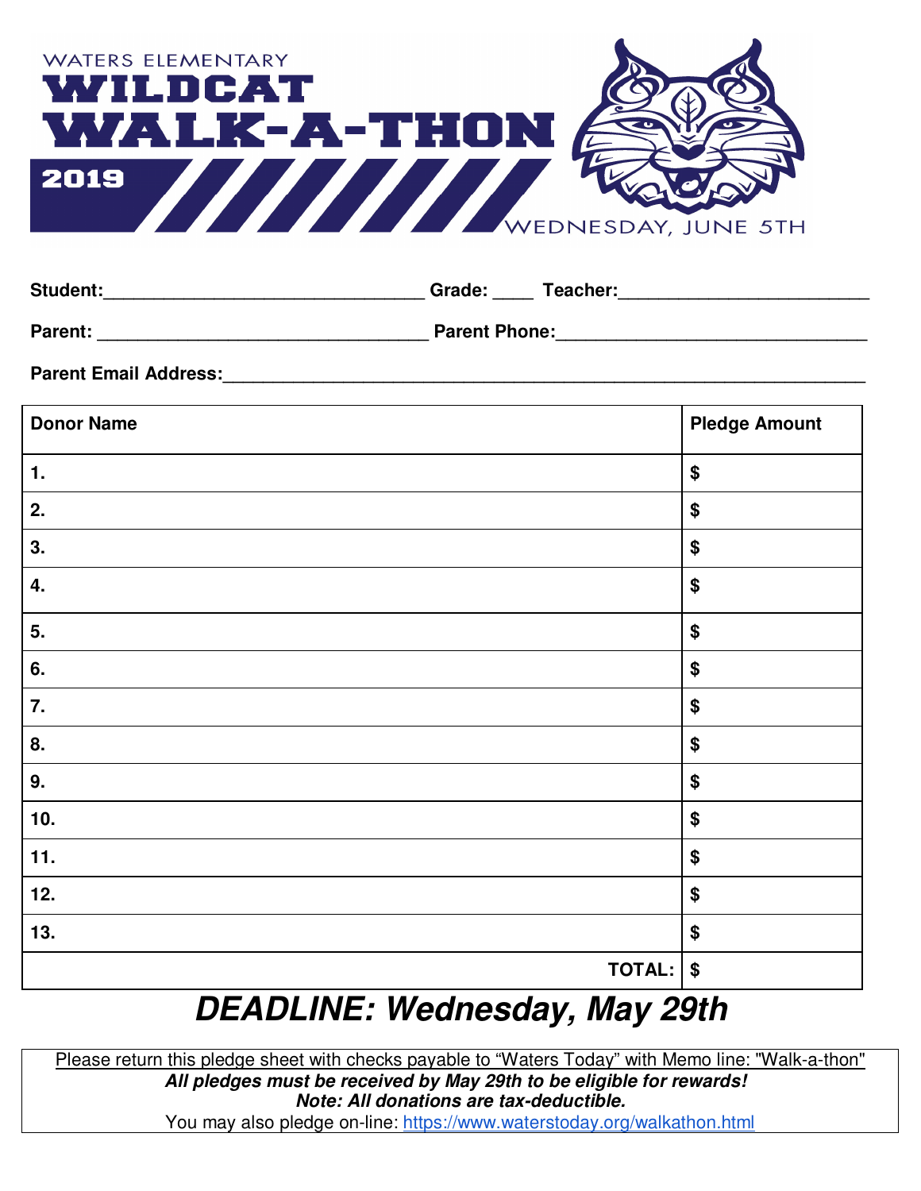WATERS ELEMENTARY

# WILDCAT WALK-A-THON

2019

WEDNESDAY, JUNE 5TH

**Student:**________________________________ **Grade:** ____ **Teacher:**_________________________

**Parent:** _________________________________ **Parent Phone:**_______________________________

**Parent Email Address:**_________________________________________________________________

| Donor Name | Pledge Amount |
|---|---|
| 1. | $ |
| 2. | $ |
| 3. | $ |
| 4. | $ |
| 5. | $ |
| 6. | $ |
| 7. | $ |
| 8. | $ |
| 9. | $ |
| 10. | $ |
| 11. | $ |
| 12. | $ |
| 13. | $ |
| TOTAL: | $ |

## *DEADLINE: Wednesday, May 29th*

Please return this pledge sheet with checks payable to "Waters Today" with Memo line: "Walk-a-thon"

***All pledges must be received by May 29th to be eligible for rewards!***

***Note: All donations are tax-deductible.***

You may also pledge on-line: https://www.waterstoday.org/walkathon.html